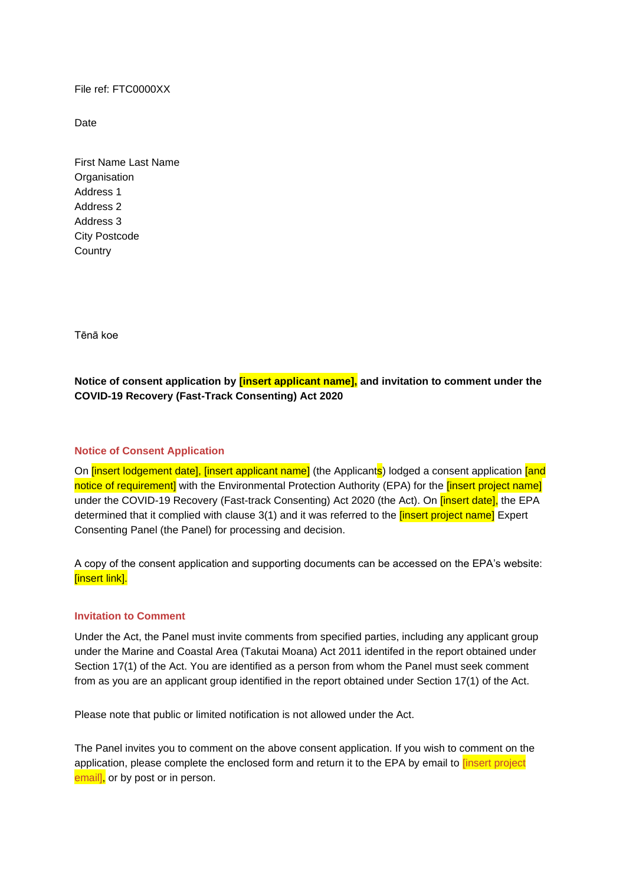File ref: FTC0000XX

Date

First Name Last Name
Organisation
Address 1
Address 2
Address 3
City Postcode
Country

Tēnā koe

**Notice of consent application by [insert applicant name], and invitation to comment under the COVID-19 Recovery (Fast-Track Consenting) Act 2020**

## Notice of Consent Application

On [insert lodgement date], [insert applicant name] (the Applicants) lodged a consent application [and notice of requirement] with the Environmental Protection Authority (EPA) for the [insert project name] under the COVID-19 Recovery (Fast-track Consenting) Act 2020 (the Act). On [insert date], the EPA determined that it complied with clause 3(1) and it was referred to the [insert project name] Expert Consenting Panel (the Panel) for processing and decision.

A copy of the consent application and supporting documents can be accessed on the EPA's website: [insert link].

## Invitation to Comment

Under the Act, the Panel must invite comments from specified parties, including any applicant group under the Marine and Coastal Area (Takutai Moana) Act 2011 identifed in the report obtained under Section 17(1) of the Act. You are identified as a person from whom the Panel must seek comment from as you are an applicant group identified in the report obtained under Section 17(1) of the Act.

Please note that public or limited notification is not allowed under the Act.

The Panel invites you to comment on the above consent application. If you wish to comment on the application, please complete the enclosed form and return it to the EPA by email to [insert project email], or by post or in person.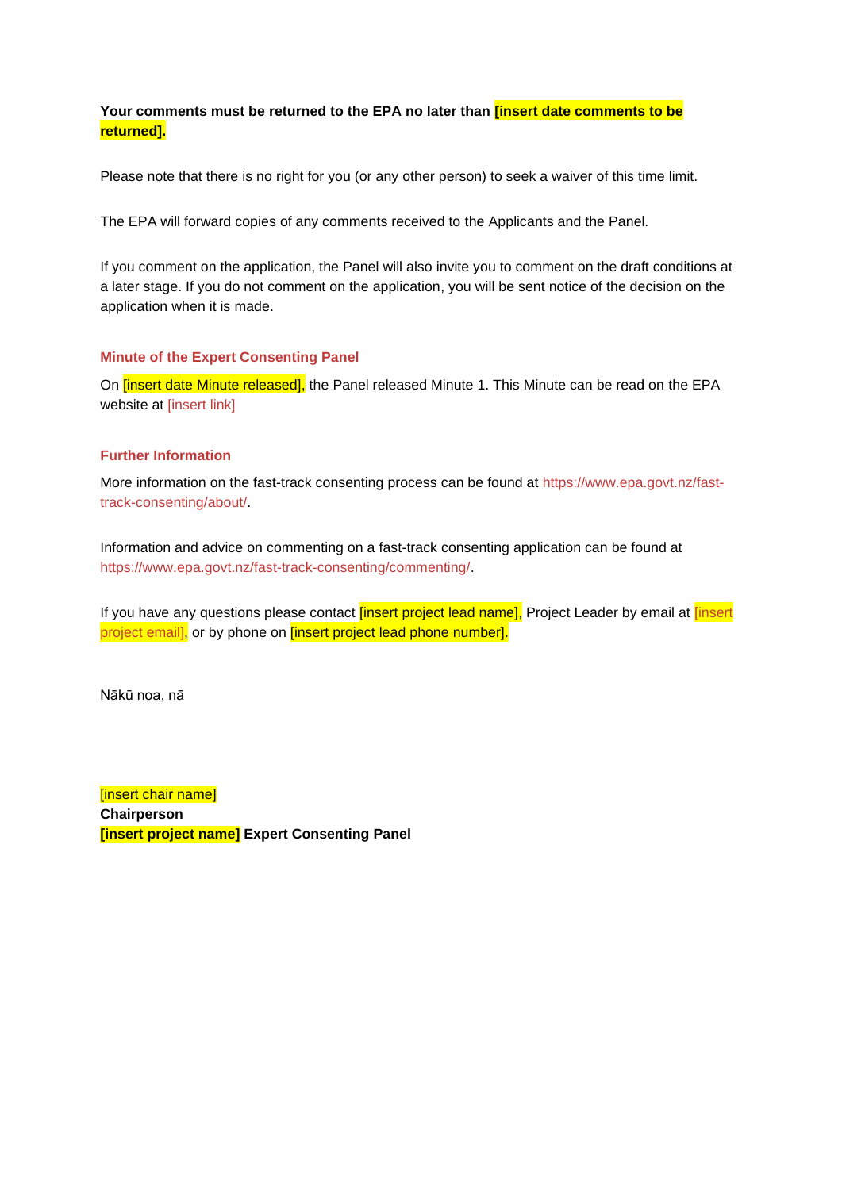**Your comments must be returned to the EPA no later than [insert date comments to be returned].**

Please note that there is no right for you (or any other person) to seek a waiver of this time limit.

The EPA will forward copies of any comments received to the Applicants and the Panel.

If you comment on the application, the Panel will also invite you to comment on the draft conditions at a later stage. If you do not comment on the application, you will be sent notice of the decision on the application when it is made.

### Minute of the Expert Consenting Panel

On [insert date Minute released], the Panel released Minute 1. This Minute can be read on the EPA website at [insert link]

### Further Information

More information on the fast-track consenting process can be found at https://www.epa.govt.nz/fast-track-consenting/about/.

Information and advice on commenting on a fast-track consenting application can be found at https://www.epa.govt.nz/fast-track-consenting/commenting/.

If you have any questions please contact [insert project lead name], Project Leader by email at [insert project email], or by phone on [insert project lead phone number].

Nākū noa, nā

[insert chair name]
**Chairperson**
**[insert project name] Expert Consenting Panel**